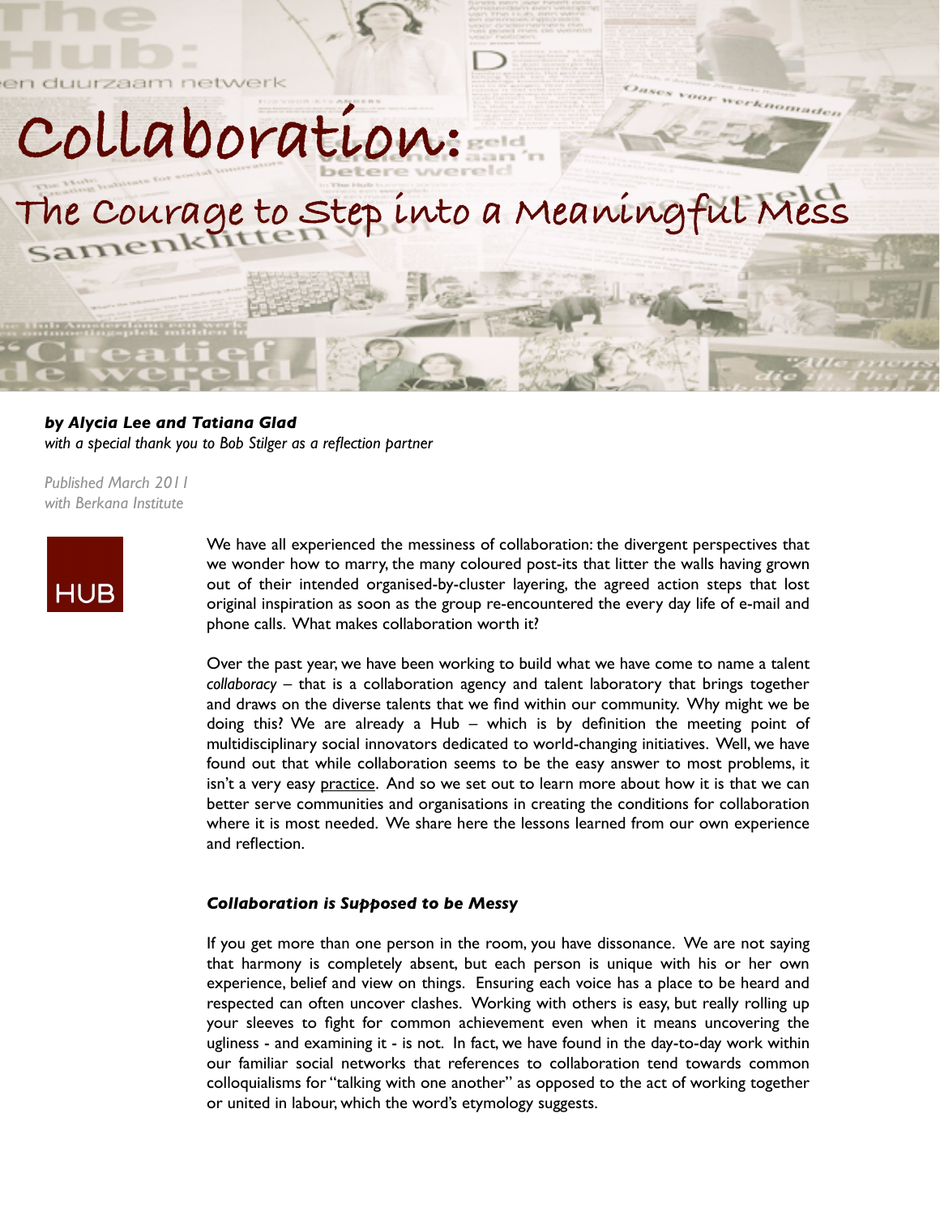# Collaboration:

## The Courage to Step into a Meaningful Mess

***by Alycia Lee and Tatiana Glad***
*with a special thank you to Bob Stilger as a reflection partner*

*Published March 2011*
*with Berkana Institute*

HUB

We have all experienced the messiness of collaboration: the divergent perspectives that we wonder how to marry, the many coloured post-its that litter the walls having grown out of their intended organised-by-cluster layering, the agreed action steps that lost original inspiration as soon as the group re-encountered the every day life of e-mail and phone calls. What makes collaboration worth it?

Over the past year, we have been working to build what we have come to name a talent *collaboracy* – that is a collaboration agency and talent laboratory that brings together and draws on the diverse talents that we find within our community. Why might we be doing this? We are already a Hub – which is by definition the meeting point of multidisciplinary social innovators dedicated to world-changing initiatives. Well, we have found out that while collaboration seems to be the easy answer to most problems, it isn't a very easy practice. And so we set out to learn more about how it is that we can better serve communities and organisations in creating the conditions for collaboration where it is most needed. We share here the lessons learned from our own experience and reflection.

### *Collaboration is Supposed to be Messy*

If you get more than one person in the room, you have dissonance. We are not saying that harmony is completely absent, but each person is unique with his or her own experience, belief and view on things. Ensuring each voice has a place to be heard and respected can often uncover clashes. Working with others is easy, but really rolling up your sleeves to fight for common achievement even when it means uncovering the ugliness - and examining it - is not. In fact, we have found in the day-to-day work within our familiar social networks that references to collaboration tend towards common colloquialisms for "talking with one another" as opposed to the act of working together or united in labour, which the word's etymology suggests.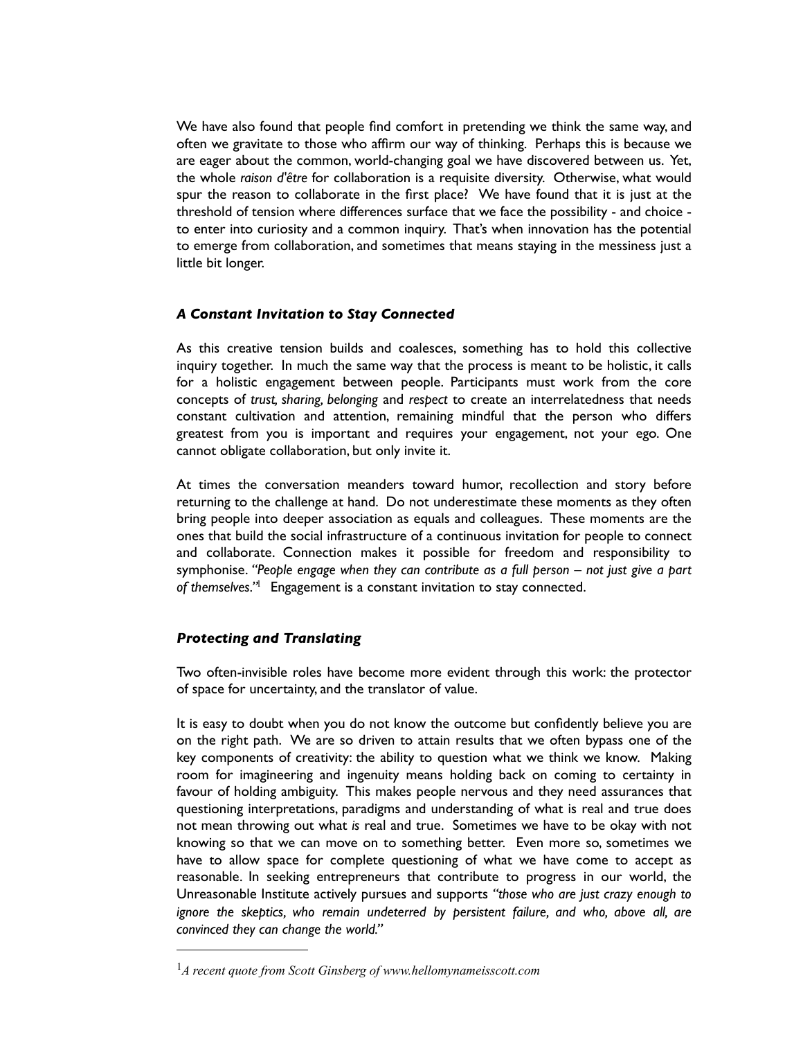We have also found that people find comfort in pretending we think the same way, and often we gravitate to those who affirm our way of thinking. Perhaps this is because we are eager about the common, world-changing goal we have discovered between us. Yet, the whole *raison d'être* for collaboration is a requisite diversity. Otherwise, what would spur the reason to collaborate in the first place? We have found that it is just at the threshold of tension where differences surface that we face the possibility - and choice - to enter into curiosity and a common inquiry. That's when innovation has the potential to emerge from collaboration, and sometimes that means staying in the messiness just a little bit longer.

### *A Constant Invitation to Stay Connected*

As this creative tension builds and coalesces, something has to hold this collective inquiry together. In much the same way that the process is meant to be holistic, it calls for a holistic engagement between people. Participants must work from the core concepts of *trust, sharing, belonging* and *respect* to create an interrelatedness that needs constant cultivation and attention, remaining mindful that the person who differs greatest from you is important and requires your engagement, not your ego. One cannot obligate collaboration, but only invite it.

At times the conversation meanders toward humor, recollection and story before returning to the challenge at hand. Do not underestimate these moments as they often bring people into deeper association as equals and colleagues. These moments are the ones that build the social infrastructure of a continuous invitation for people to connect and collaborate. Connection makes it possible for freedom and responsibility to symphonise. *"People engage when they can contribute as a full person – not just give a part of themselves."*[1] Engagement is a constant invitation to stay connected.

### *Protecting and Translating*

Two often-invisible roles have become more evident through this work: the protector of space for uncertainty, and the translator of value.

It is easy to doubt when you do not know the outcome but confidently believe you are on the right path. We are so driven to attain results that we often bypass one of the key components of creativity: the ability to question what we think we know. Making room for imagineering and ingenuity means holding back on coming to certainty in favour of holding ambiguity. This makes people nervous and they need assurances that questioning interpretations, paradigms and understanding of what is real and true does not mean throwing out what *is* real and true. Sometimes we have to be okay with not knowing so that we can move on to something better. Even more so, sometimes we have to allow space for complete questioning of what we have come to accept as reasonable. In seeking entrepreneurs that contribute to progress in our world, the Unreasonable Institute actively pursues and supports *"those who are just crazy enough to ignore the skeptics, who remain undeterred by persistent failure, and who, above all, are convinced they can change the world."*

---

[1] *A recent quote from Scott Ginsberg of www.hellomynameisscott.com*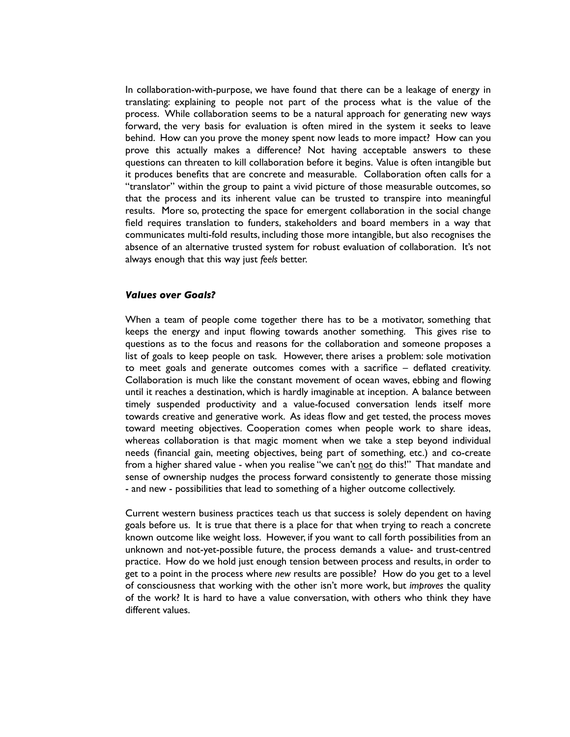In collaboration-with-purpose, we have found that there can be a leakage of energy in translating: explaining to people not part of the process what is the value of the process. While collaboration seems to be a natural approach for generating new ways forward, the very basis for evaluation is often mired in the system it seeks to leave behind. How can you prove the money spent now leads to more impact? How can you prove this actually makes a difference? Not having acceptable answers to these questions can threaten to kill collaboration before it begins. Value is often intangible but it produces benefits that are concrete and measurable. Collaboration often calls for a "translator" within the group to paint a vivid picture of those measurable outcomes, so that the process and its inherent value can be trusted to transpire into meaningful results. More so, protecting the space for emergent collaboration in the social change field requires translation to funders, stakeholders and board members in a way that communicates multi-fold results, including those more intangible, but also recognises the absence of an alternative trusted system for robust evaluation of collaboration. It's not always enough that this way just *feels* better.

### ***Values over Goals?***

When a team of people come together there has to be a motivator, something that keeps the energy and input flowing towards another something. This gives rise to questions as to the focus and reasons for the collaboration and someone proposes a list of goals to keep people on task. However, there arises a problem: sole motivation to meet goals and generate outcomes comes with a sacrifice – deflated creativity. Collaboration is much like the constant movement of ocean waves, ebbing and flowing until it reaches a destination, which is hardly imaginable at inception. A balance between timely suspended productivity and a value-focused conversation lends itself more towards creative and generative work. As ideas flow and get tested, the process moves toward meeting objectives. Cooperation comes when people work to share ideas, whereas collaboration is that magic moment when we take a step beyond individual needs (financial gain, meeting objectives, being part of something, etc.) and co-create from a higher shared value - when you realise "we can't <u>not</u> do this!" That mandate and sense of ownership nudges the process forward consistently to generate those missing - and new - possibilities that lead to something of a higher outcome collectively.

Current western business practices teach us that success is solely dependent on having goals before us. It is true that there is a place for that when trying to reach a concrete known outcome like weight loss. However, if you want to call forth possibilities from an unknown and not-yet-possible future, the process demands a value- and trust-centred practice. How do we hold just enough tension between process and results, in order to get to a point in the process where *new* results are possible? How do you get to a level of consciousness that working with the other isn't more work, but *improves* the quality of the work? It is hard to have a value conversation, with others who think they have different values.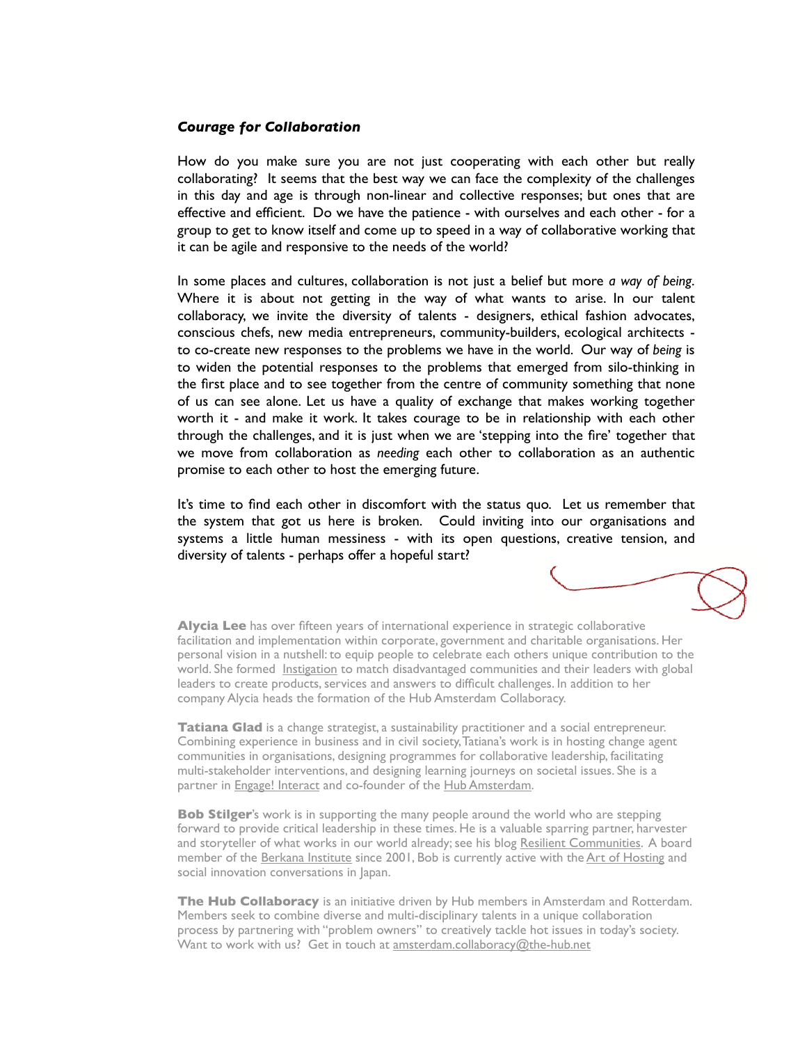***Courage for Collaboration***

How do you make sure you are not just cooperating with each other but really collaborating? It seems that the best way we can face the complexity of the challenges in this day and age is through non-linear and collective responses; but ones that are effective and efficient. Do we have the patience - with ourselves and each other - for a group to get to know itself and come up to speed in a way of collaborative working that it can be agile and responsive to the needs of the world?

In some places and cultures, collaboration is not just a belief but more *a way of being*. Where it is about not getting in the way of what wants to arise. In our talent collaboracy, we invite the diversity of talents - designers, ethical fashion advocates, conscious chefs, new media entrepreneurs, community-builders, ecological architects - to co-create new responses to the problems we have in the world. Our way of *being* is to widen the potential responses to the problems that emerged from silo-thinking in the first place and to see together from the centre of community something that none of us can see alone. Let us have a quality of exchange that makes working together worth it - and make it work. It takes courage to be in relationship with each other through the challenges, and it is just when we are 'stepping into the fire' together that we move from collaboration as *needing* each other to collaboration as an authentic promise to each other to host the emerging future.

It's time to find each other in discomfort with the status quo. Let us remember that the system that got us here is broken. Could inviting into our organisations and systems a little human messiness - with its open questions, creative tension, and diversity of talents - perhaps offer a hopeful start?

**Alycia Lee** has over fifteen years of international experience in strategic collaborative facilitation and implementation within corporate, government and charitable organisations. Her personal vision in a nutshell: to equip people to celebrate each others unique contribution to the world. She formed Instigation to match disadvantaged communities and their leaders with global leaders to create products, services and answers to difficult challenges. In addition to her company Alycia heads the formation of the Hub Amsterdam Collaboracy.

**Tatiana Glad** is a change strategist, a sustainability practitioner and a social entrepreneur. Combining experience in business and in civil society, Tatiana's work is in hosting change agent communities in organisations, designing programmes for collaborative leadership, facilitating multi-stakeholder interventions, and designing learning journeys on societal issues. She is a partner in Engage! Interact and co-founder of the Hub Amsterdam.

**Bob Stilger**'s work is in supporting the many people around the world who are stepping forward to provide critical leadership in these times. He is a valuable sparring partner, harvester and storyteller of what works in our world already; see his blog Resilient Communities. A board member of the Berkana Institute since 2001, Bob is currently active with the Art of Hosting and social innovation conversations in Japan.

**The Hub Collaboracy** is an initiative driven by Hub members in Amsterdam and Rotterdam. Members seek to combine diverse and multi-disciplinary talents in a unique collaboration process by partnering with "problem owners" to creatively tackle hot issues in today's society. Want to work with us? Get in touch at amsterdam.collaboracy@the-hub.net